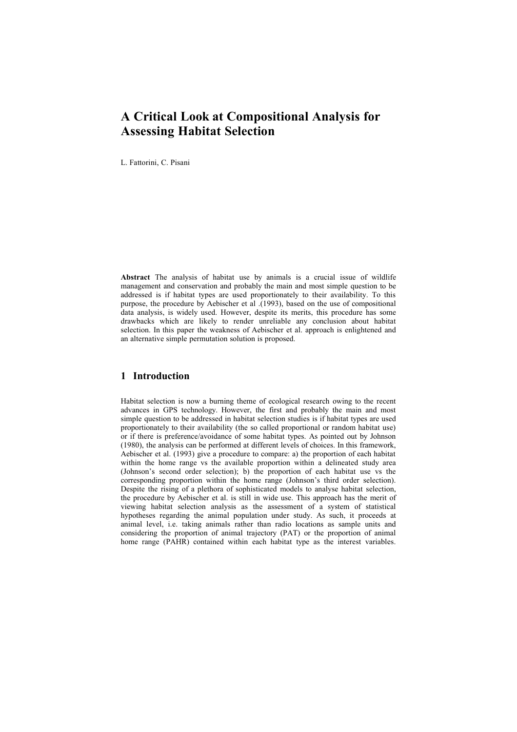# A Critical Look at Compositional Analysis for Assessing Habitat Selection

L. Fattorini, C. Pisani

**Abstract** The analysis of habitat use by animals is a crucial issue of wildlife management and conservation and probably the main and most simple question to be addressed is if habitat types are used proportionately to their availability. To this purpose, the procedure by Aebischer et al .(1993), based on the use of compositional data analysis, is widely used. However, despite its merits, this procedure has some drawbacks which are likely to render unreliable any conclusion about habitat selection. In this paper the weakness of Aebischer et al. approach is enlightened and an alternative simple permutation solution is proposed.

## 1 Introduction

Habitat selection is now a burning theme of ecological research owing to the recent advances in GPS technology. However, the first and probably the main and most simple question to be addressed in habitat selection studies is if habitat types are used proportionately to their availability (the so called proportional or random habitat use) or if there is preference/avoidance of some habitat types. As pointed out by Johnson (1980), the analysis can be performed at different levels of choices. In this framework, Aebischer et al. (1993) give a procedure to compare: a) the proportion of each habitat within the home range vs the available proportion within a delineated study area (Johnson's second order selection); b) the proportion of each habitat use vs the corresponding proportion within the home range (Johnson's third order selection). Despite the rising of a plethora of sophisticated models to analyse habitat selection, the procedure by Aebischer et al. is still in wide use. This approach has the merit of viewing habitat selection analysis as the assessment of a system of statistical hypotheses regarding the animal population under study. As such, it proceeds at animal level, i.e. taking animals rather than radio locations as sample units and considering the proportion of animal trajectory (PAT) or the proportion of animal home range (PAHR) contained within each habitat type as the interest variables.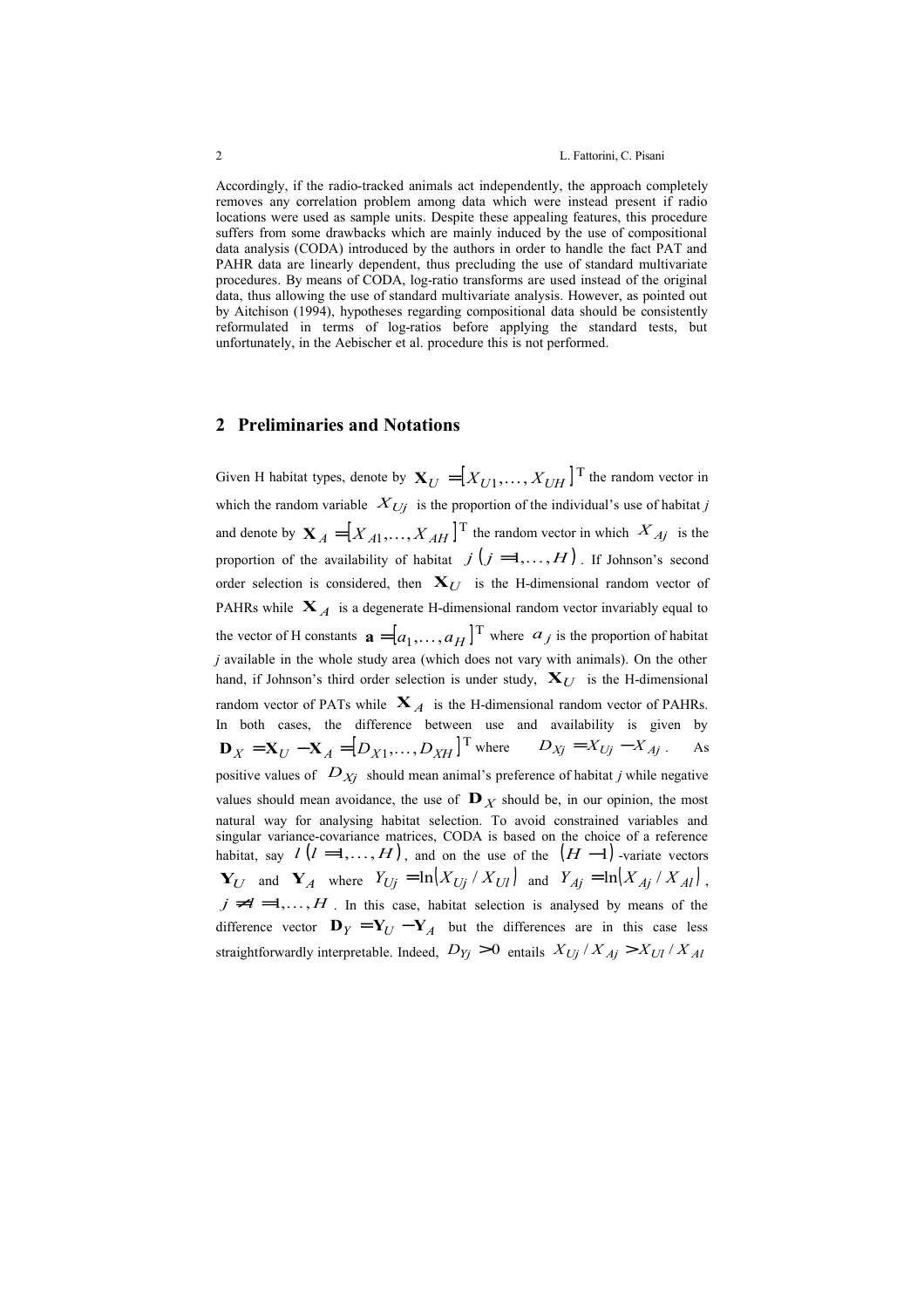Accordingly, if the radio-tracked animals act independently, the approach completely removes any correlation problem among data which were instead present if radio locations were used as sample units. Despite these appealing features, this procedure suffers from some drawbacks which are mainly induced by the use of compositional data analysis (CODA) introduced by the authors in order to handle the fact PAT and PAHR data are linearly dependent, thus precluding the use of standard multivariate procedures. By means of CODA, log-ratio transforms are used instead of the original data, thus allowing the use of standard multivariate analysis. However, as pointed out by Aitchison (1994), hypotheses regarding compositional data should be consistently reformulated in terms of log-ratios before applying the standard tests, but unfortunately, in the Aebischer et al. procedure this is not performed.

## 2 Preliminaries and Notations

Given H habitat types, denote by $\mathbf{X}_U = [X_{U1}, \ldots, X_{UH}]^{\mathrm{T}}$ the random vector in which the random variable $X_{Uj}$ is the proportion of the individual's use of habitat *j* and denote by $\mathbf{X}_A = [X_{A1}, \ldots, X_{AH}]^{\mathrm{T}}$ the random vector in which $X_{Aj}$ is the proportion of the availability of habitat $j \ (j = 1, \ldots, H)$. If Johnson's second order selection is considered, then $\mathbf{X}_U$ is the H-dimensional random vector of PAHRs while $\mathbf{X}_A$ is a degenerate H-dimensional random vector invariably equal to the vector of H constants $\mathbf{a} = [a_1, \ldots, a_H]^{\mathrm{T}}$ where $a_j$ is the proportion of habitat *j* available in the whole study area (which does not vary with animals). On the other hand, if Johnson's third order selection is under study, $\mathbf{X}_U$ is the H-dimensional random vector of PATs while $\mathbf{X}_A$ is the H-dimensional random vector of PAHRs. In both cases, the difference between use and availability is given by $\mathbf{D}_X = \mathbf{X}_U - \mathbf{X}_A = [D_{X1}, \ldots, D_{XH}]^{\mathrm{T}}$ where $D_{Xj} = X_{Uj} - X_{Aj}$. As positive values of $D_{Xj}$ should mean animal's preference of habitat *j* while negative values should mean avoidance, the use of $\mathbf{D}_X$ should be, in our opinion, the most natural way for analysing habitat selection. To avoid constrained variables and singular variance-covariance matrices, CODA is based on the choice of a reference habitat, say $l \ (l = 1, \ldots, H)$, and on the use of the $(H-1)$-variate vectors $\mathbf{Y}_U$ and $\mathbf{Y}_A$ where $Y_{Uj} = \ln(X_{Uj} / X_{Ul})$ and $Y_{Aj} = \ln(X_{Aj} / X_{Al})$, $j \neq l = 1, \ldots, H$. In this case, habitat selection is analysed by means of the difference vector $\mathbf{D}_Y = \mathbf{Y}_U - \mathbf{Y}_A$ but the differences are in this case less straightforwardly interpretable. Indeed, $D_{Yj} > 0$ entails $X_{Uj} / X_{Aj} > X_{Ul} / X_{Al}$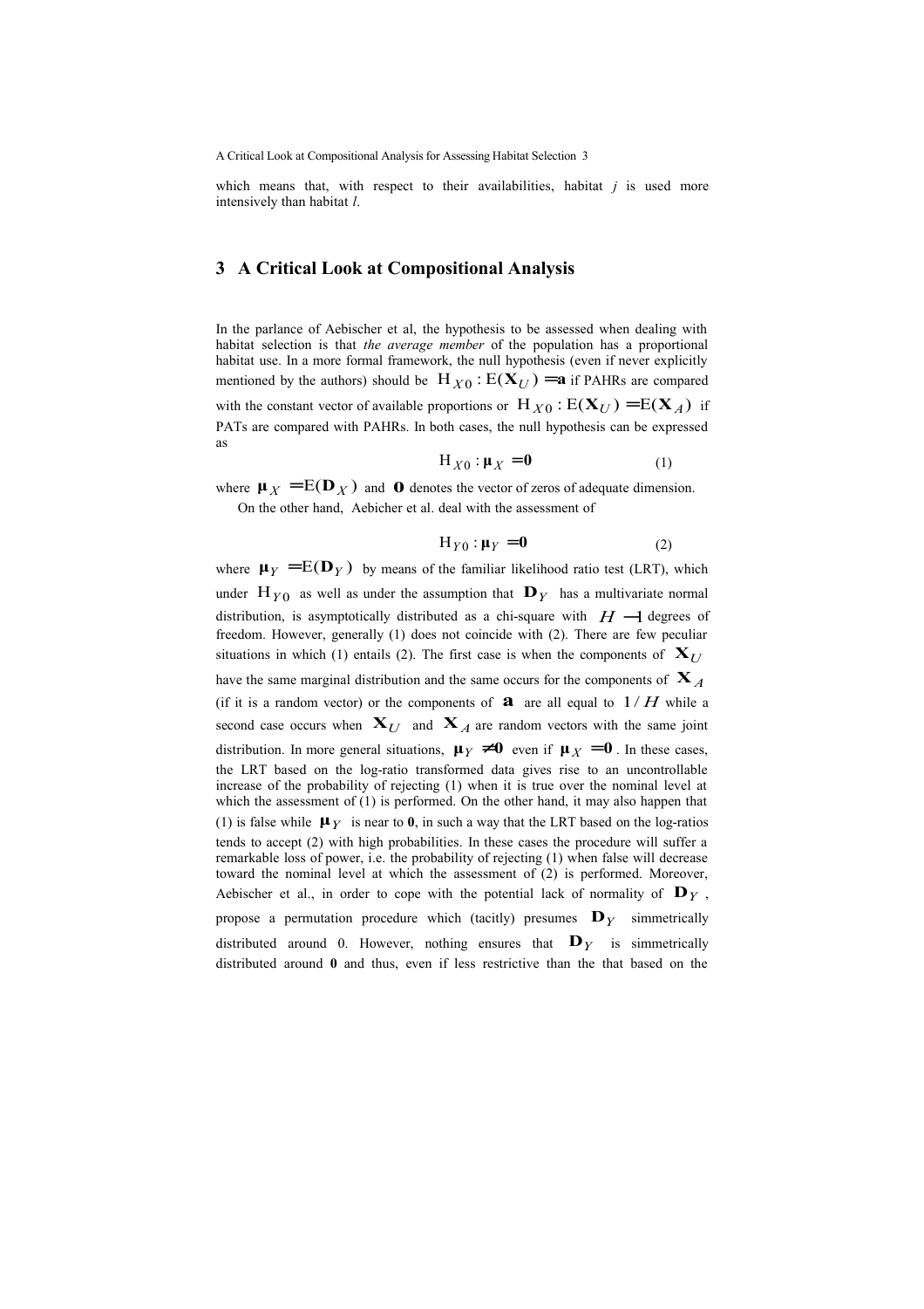which means that, with respect to their availabilities, habitat $j$ is used more intensively than habitat $l$.

## 3 A Critical Look at Compositional Analysis

In the parlance of Aebischer et al, the hypothesis to be assessed when dealing with habitat selection is that *the average member* of the population has a proportional habitat use. In a more formal framework, the null hypothesis (even if never explicitly mentioned by the authors) should be $\mathrm{H}_{X0} : \mathrm{E}(\mathbf{X}_U) = \mathbf{a}$ if PAHRs are compared with the constant vector of available proportions or $\mathrm{H}_{X0} : \mathrm{E}(\mathbf{X}_U) = \mathrm{E}(\mathbf{X}_A)$ if PATs are compared with PAHRs. In both cases, the null hypothesis can be expressed as

$$\mathrm{H}_{X0} : \boldsymbol{\mu}_X = \mathbf{0} \tag{1}$$

where $\boldsymbol{\mu}_X = \mathrm{E}(\mathbf{D}_X)$ and $\mathbf{0}$ denotes the vector of zeros of adequate dimension.

On the other hand, Aebicher et al. deal with the assessment of

$$\mathrm{H}_{Y0} : \boldsymbol{\mu}_Y = \mathbf{0} \tag{2}$$

where $\boldsymbol{\mu}_Y = \mathrm{E}(\mathbf{D}_Y)$ by means of the familiar likelihood ratio test (LRT), which under $\mathrm{H}_{Y0}$ as well as under the assumption that $\mathbf{D}_Y$ has a multivariate normal distribution, is asymptotically distributed as a chi-square with $H-1$ degrees of freedom. However, generally (1) does not coincide with (2). There are few peculiar situations in which (1) entails (2). The first case is when the components of $\mathbf{X}_U$ have the same marginal distribution and the same occurs for the components of $\mathbf{X}_A$ (if it is a random vector) or the components of $\mathbf{a}$ are all equal to $1/H$ while a second case occurs when $\mathbf{X}_U$ and $\mathbf{X}_A$ are random vectors with the same joint distribution. In more general situations, $\boldsymbol{\mu}_Y \neq \mathbf{0}$ even if $\boldsymbol{\mu}_X = \mathbf{0}$. In these cases, the LRT based on the log-ratio transformed data gives rise to an uncontrollable increase of the probability of rejecting (1) when it is true over the nominal level at which the assessment of (1) is performed. On the other hand, it may also happen that (1) is false while $\boldsymbol{\mu}_Y$ is near to $\mathbf{0}$, in such a way that the LRT based on the log-ratios tends to accept (2) with high probabilities. In these cases the procedure will suffer a remarkable loss of power, i.e. the probability of rejecting (1) when false will decrease toward the nominal level at which the assessment of (2) is performed. Moreover, Aebischer et al., in order to cope with the potential lack of normality of $\mathbf{D}_Y$, propose a permutation procedure which (tacitly) presumes $\mathbf{D}_Y$ simmetrically distributed around 0. However, nothing ensures that $\mathbf{D}_Y$ is simmetrically distributed around $\mathbf{0}$ and thus, even if less restrictive than the that based on the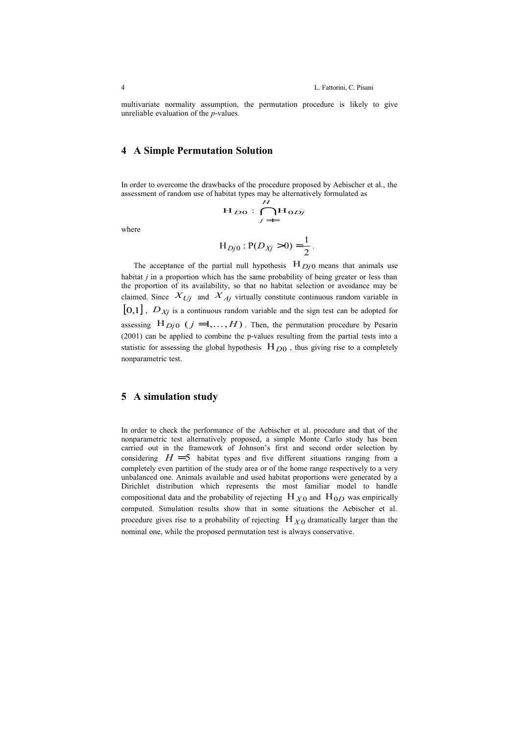multivariate normality assumption, the permutation procedure is likely to give unreliable evaluation of the *p*-values.

## 4 A Simple Permutation Solution

In order to overcome the drawbacks of the procedure proposed by Aebischer et al., the assessment of random use of habitat types may be alternatively formulated as

$$\mathrm{H}_{D0} : \bigcap_{j=1}^{H} \mathrm{H}_{0Dj}$$

where

$$\mathrm{H}_{Dj0} : \mathrm{P}(D_{Xj} > 0) = \frac{1}{2} .$$

The acceptance of the partial null hypothesis $\mathrm{H}_{Dj0}$ means that animals use habitat *j* in a proportion which has the same probability of being greater or less than the proportion of its availability, so that no habitat selection or avoidance may be claimed. Since $X_{Uj}$ and $X_{Aj}$ virtually constitute continuous random variable in $[0,1]$, $D_{Xj}$ is a continuous random variable and the sign test can be adopted for assessing $\mathrm{H}_{Dj0}$ $(j = 1,\ldots,H)$. Then, the permutation procedure by Pesarin (2001) can be applied to combine the p-values resulting from the partial tests into a statistic for assessing the global hypothesis $\mathrm{H}_{D0}$, thus giving rise to a completely nonparametric test.

## 5 A simulation study

In order to check the performance of the Aebischer et al. procedure and that of the nonparametric test alternatively proposed, a simple Monte Carlo study has been carried out in the framework of Johnson's first and second order selection by considering $H = 5$ habitat types and five different situations ranging from a completely even partition of the study area or of the home range respectively to a very unbalanced one. Animals available and used habitat proportions were generated by a Dirichlet distribution which represents the most familiar model to handle compositional data and the probability of rejecting $\mathrm{H}_{X0}$ and $\mathrm{H}_{0D}$ was empirically computed. Simulation results show that in some situations the Aebischer et al. procedure gives rise to a probability of rejecting $\mathrm{H}_{X0}$ dramatically larger than the nominal one, while the proposed permutation test is always conservative.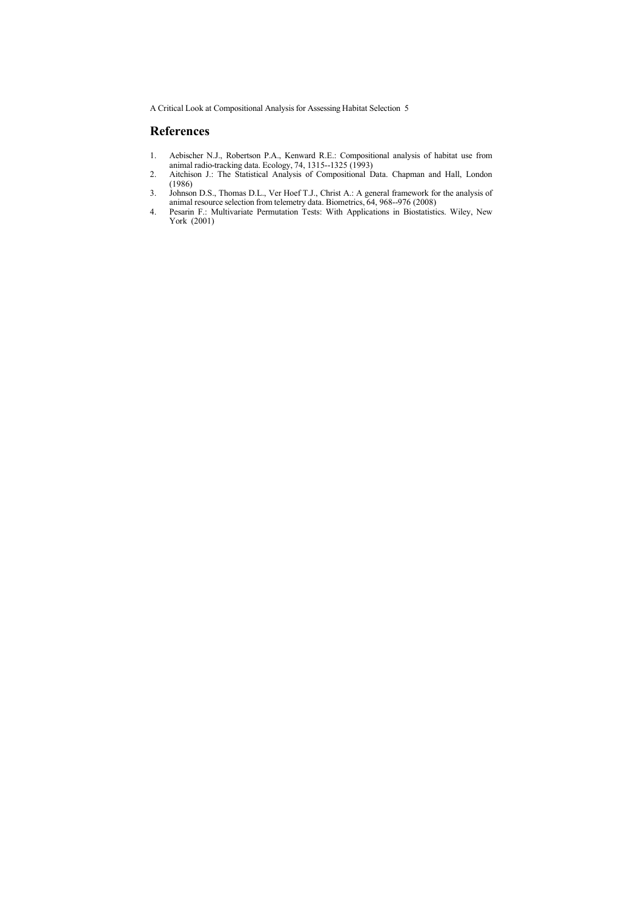## References

1. Aebischer N.J., Robertson P.A., Kenward R.E.: Compositional analysis of habitat use from animal radio-tracking data. Ecology, 74, 1315--1325 (1993)
2. Aitchison J.: The Statistical Analysis of Compositional Data. Chapman and Hall, London (1986)
3. Johnson D.S., Thomas D.L., Ver Hoef T.J., Christ A.: A general framework for the analysis of animal resource selection from telemetry data. Biometrics, 64, 968--976 (2008)
4. Pesarin F.: Multivariate Permutation Tests: With Applications in Biostatistics. Wiley, New York (2001)